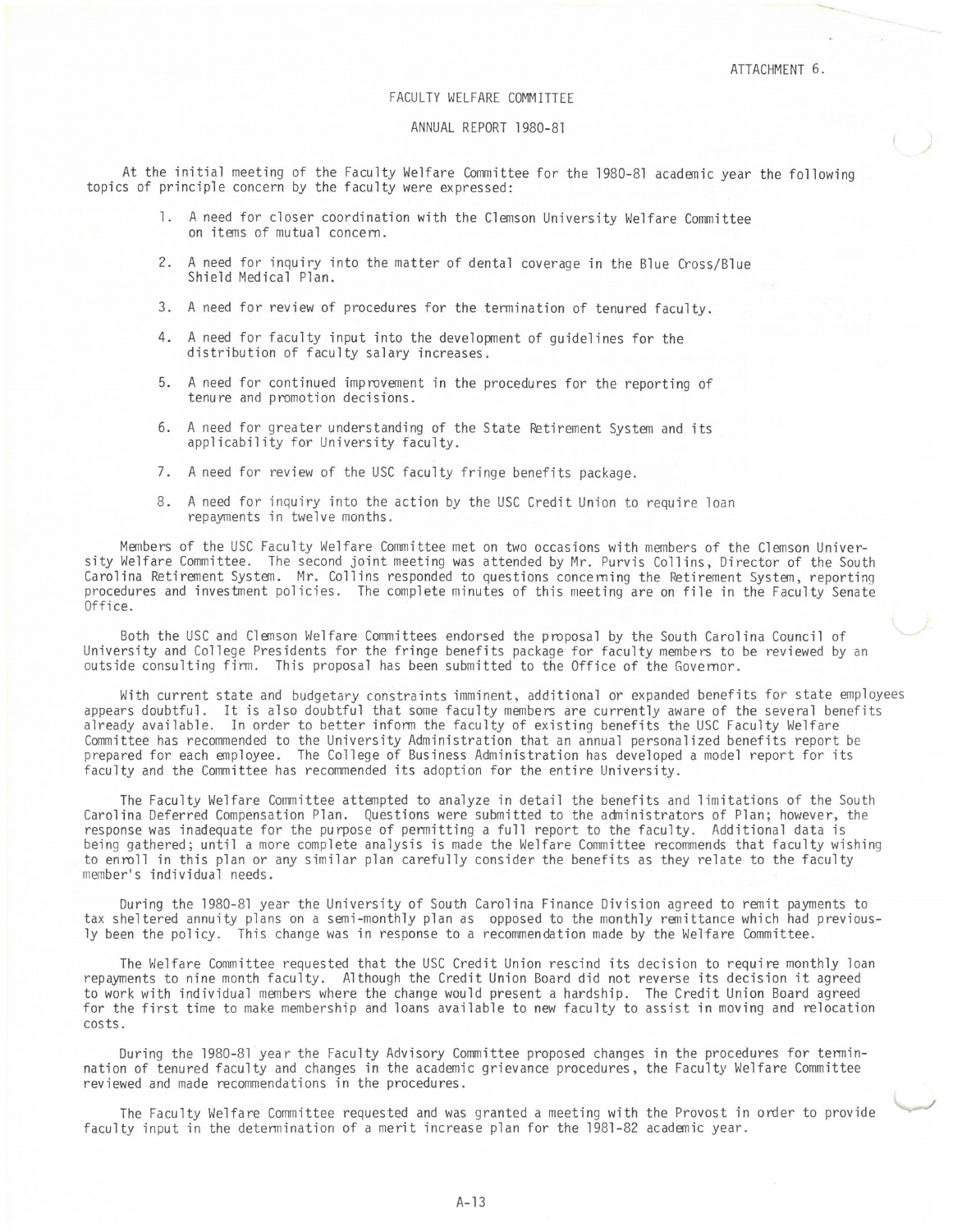ATTACHMENT 6.

# FACULTY WELFARE COMMITTEE

## ANNUAL REPORT 1980-81

At the initial meeting of the Faculty Welfare Committee for the 1980-81 academic year the following topics of principle concern by the faculty were expressed:

1. A need for closer coordination with the Clemson University Welfare Committee on items of mutual concern.
2. A need for inquiry into the matter of dental coverage in the Blue Cross/Blue Shield Medical Plan.
3. A need for review of procedures for the termination of tenured faculty.
4. A need for faculty input into the development of guidelines for the distribution of faculty salary increases.
5. A need for continued improvement in the procedures for the reporting of tenure and promotion decisions.
6. A need for greater understanding of the State Retirement System and its applicability for University faculty.
7. A need for review of the USC faculty fringe benefits package.
8. A need for inquiry into the action by the USC Credit Union to require loan repayments in twelve months.

Members of the USC Faculty Welfare Committee met on two occasions with members of the Clemson University Welfare Committee. The second joint meeting was attended by Mr. Purvis Collins, Director of the South Carolina Retirement System. Mr. Collins responded to questions concerning the Retirement System, reporting procedures and investment policies. The complete minutes of this meeting are on file in the Faculty Senate Office.

Both the USC and Clemson Welfare Committees endorsed the proposal by the South Carolina Council of University and College Presidents for the fringe benefits package for faculty members to be reviewed by an outside consulting firm. This proposal has been submitted to the Office of the Governor.

With current state and budgetary constraints imminent, additional or expanded benefits for state employees appears doubtful. It is also doubtful that some faculty members are currently aware of the several benefits already available. In order to better inform the faculty of existing benefits the USC Faculty Welfare Committee has recommended to the University Administration that an annual personalized benefits report be prepared for each employee. The College of Business Administration has developed a model report for its faculty and the Committee has recommended its adoption for the entire University.

The Faculty Welfare Committee attempted to analyze in detail the benefits and limitations of the South Carolina Deferred Compensation Plan. Questions were submitted to the administrators of Plan; however, the response was inadequate for the purpose of permitting a full report to the faculty. Additional data is being gathered; until a more complete analysis is made the Welfare Committee recommends that faculty wishing to enroll in this plan or any similar plan carefully consider the benefits as they relate to the faculty member's individual needs.

During the 1980-81 year the University of South Carolina Finance Division agreed to remit payments to tax sheltered annuity plans on a semi-monthly plan as opposed to the monthly remittance which had previously been the policy. This change was in response to a recommendation made by the Welfare Committee.

The Welfare Committee requested that the USC Credit Union rescind its decision to require monthly loan repayments to nine month faculty. Although the Credit Union Board did not reverse its decision it agreed to work with individual members where the change would present a hardship. The Credit Union Board agreed for the first time to make membership and loans available to new faculty to assist in moving and relocation costs.

During the 1980-81 year the Faculty Advisory Committee proposed changes in the procedures for termination of tenured faculty and changes in the academic grievance procedures, the Faculty Welfare Committee reviewed and made recommendations in the procedures.

The Faculty Welfare Committee requested and was granted a meeting with the Provost in order to provide faculty input in the determination of a merit increase plan for the 1981-82 academic year.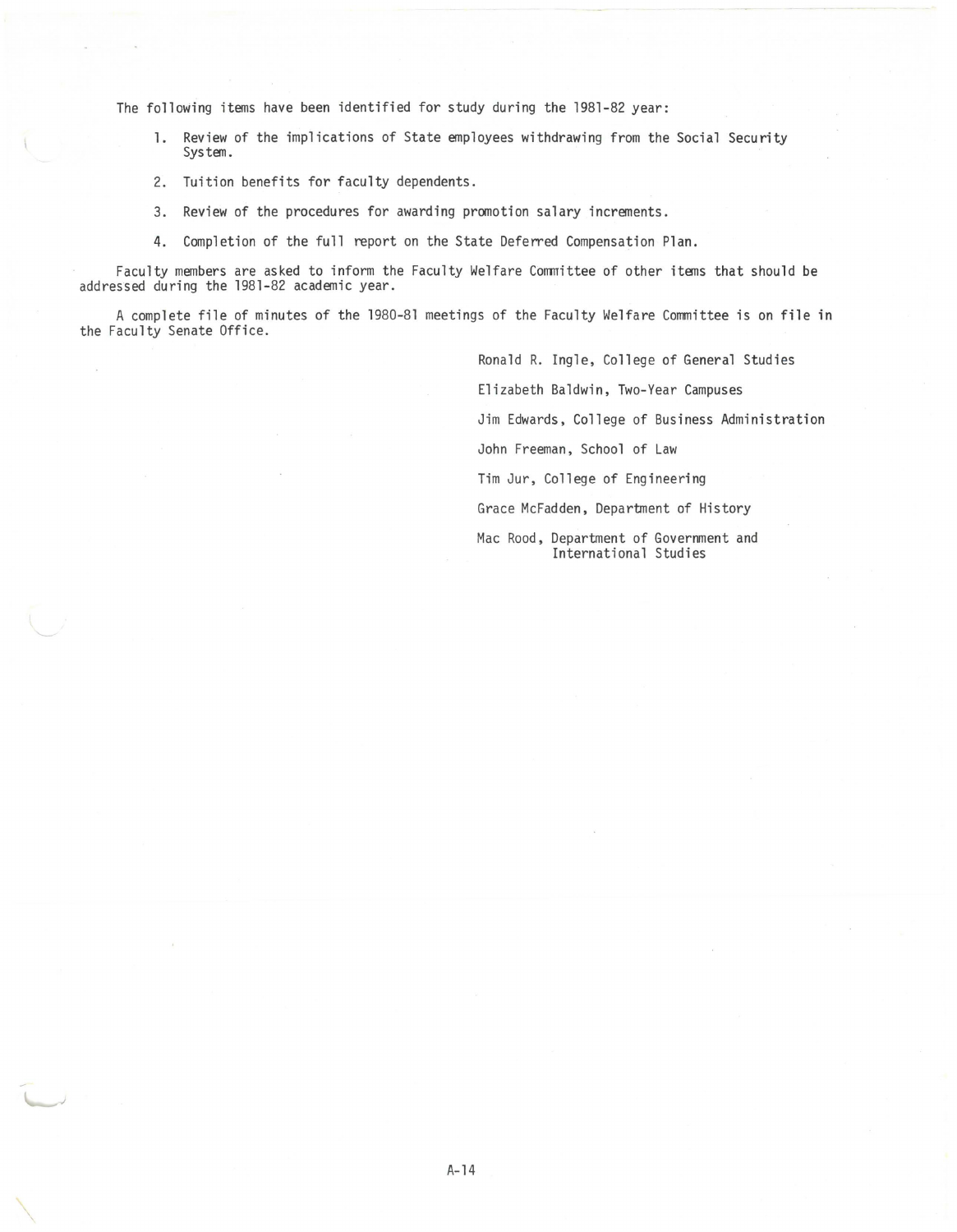The following items have been identified for study during the 1981-82 year:

1. Review of the implications of State employees withdrawing from the Social Security System.
2. Tuition benefits for faculty dependents.
3. Review of the procedures for awarding promotion salary increments.
4. Completion of the full report on the State Deferred Compensation Plan.

Faculty members are asked to inform the Faculty Welfare Committee of other items that should be addressed during the 1981-82 academic year.

A complete file of minutes of the 1980-81 meetings of the Faculty Welfare Committee is on file in the Faculty Senate Office.

Ronald R. Ingle, College of General Studies

Elizabeth Baldwin, Two-Year Campuses

Jim Edwards, College of Business Administration

John Freeman, School of Law

Tim Jur, College of Engineering

Grace McFadden, Department of History

Mac Rood, Department of Government and International Studies